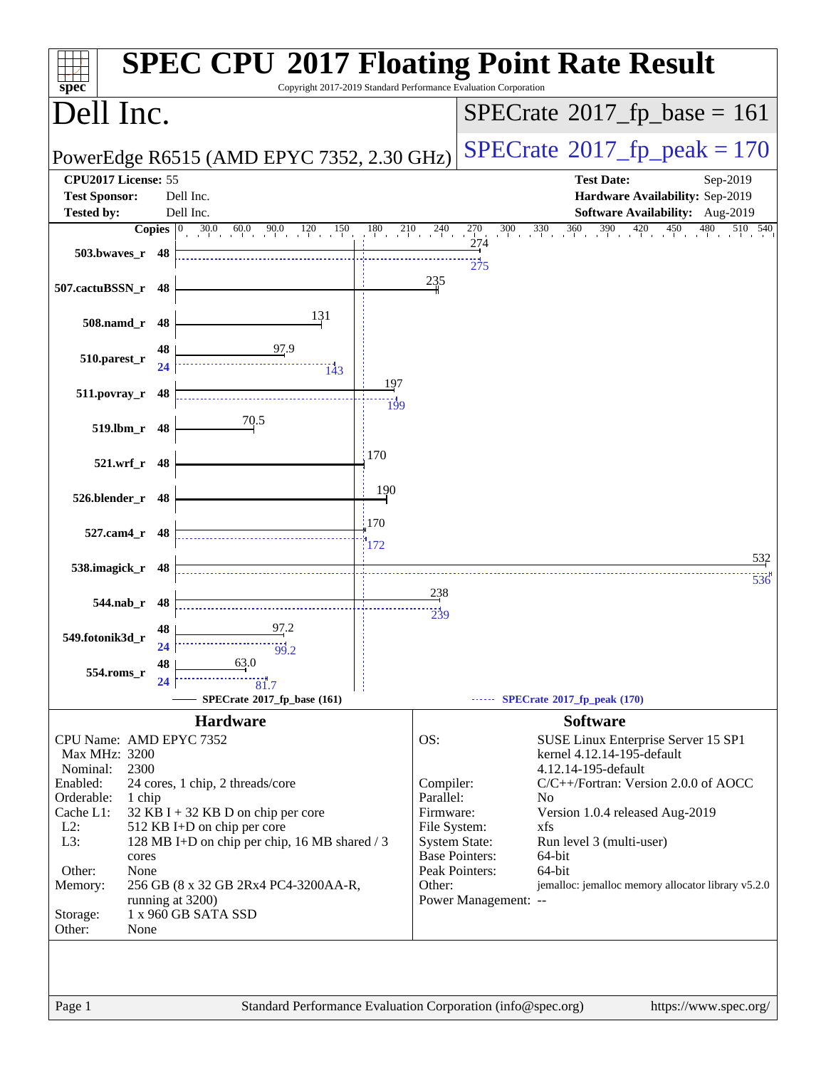# SPEC CPU 2017 Floating Point Rate Result

Copyright 2017-2019 Standard Performance Evaluation Corporation

## Dell Inc.

PowerEdge R6515 (AMD EPYC 7352, 2.30 GHz)

SPECrate 2017_fp_base = 161

SPECrate 2017_fp_peak = 170

| | | | |
|---|---|---|---|
| **CPU2017 License:** | 55 | **Test Date:** | Sep-2019 |
| **Test Sponsor:** | Dell Inc. | **Hardware Availability:** | Sep-2019 |
| **Tested by:** | Dell Inc. | **Software Availability:** | Aug-2019 |

| Benchmark | Copies (base) | Base | Copies (peak) | Peak |
|---|---|---|---|---|
| 503.bwaves_r | 48 | 274 | 48 | 275 |
| 507.cactuBSSN_r | 48 | 235 | 48 | |
| 508.namd_r | 48 | 131 | 48 | |
| 510.parest_r | 48 | 97.9 | 24 | 143 |
| 511.povray_r | 48 | 197 | 48 | 199 |
| 519.lbm_r | 48 | 70.5 | 48 | |
| 521.wrf_r | 48 | 170 | 48 | |
| 526.blender_r | 48 | 190 | 48 | |
| 527.cam4_r | 48 | 170 | 48 | 172 |
| 538.imagick_r | 48 | 532 | 48 | 536 |
| 544.nab_r | 48 | 238 | 48 | 239 |
| 549.fotonik3d_r | 48 | 97.2 | 24 | 99.2 |
| 554.roms_r | 48 | 63.0 | 24 | 81.7 |

SPECrate 2017_fp_base (161) — SPECrate 2017_fp_peak (170)

### Hardware

- **CPU Name:** AMD EPYC 7352
- **Max MHz:** 3200
- **Nominal:** 2300
- **Enabled:** 24 cores, 1 chip, 2 threads/core
- **Orderable:** 1 chip
- **Cache L1:** 32 KB I + 32 KB D on chip per core
- **L2:** 512 KB I+D on chip per core
- **L3:** 128 MB I+D on chip per chip, 16 MB shared / 3 cores
- **Other:** None
- **Memory:** 256 GB (8 x 32 GB 2Rx4 PC4-3200AA-R, running at 3200)
- **Storage:** 1 x 960 GB SATA SSD
- **Other:** None

### Software

- **OS:** SUSE Linux Enterprise Server 15 SP1 kernel 4.12.14-195-default 4.12.14-195-default
- **Compiler:** C/C++/Fortran: Version 2.0.0 of AOCC
- **Parallel:** No
- **Firmware:** Version 1.0.4 released Aug-2019
- **File System:** xfs
- **System State:** Run level 3 (multi-user)
- **Base Pointers:** 64-bit
- **Peak Pointers:** 64-bit
- **Other:** jemalloc: jemalloc memory allocator library v5.2.0
- **Power Management:** --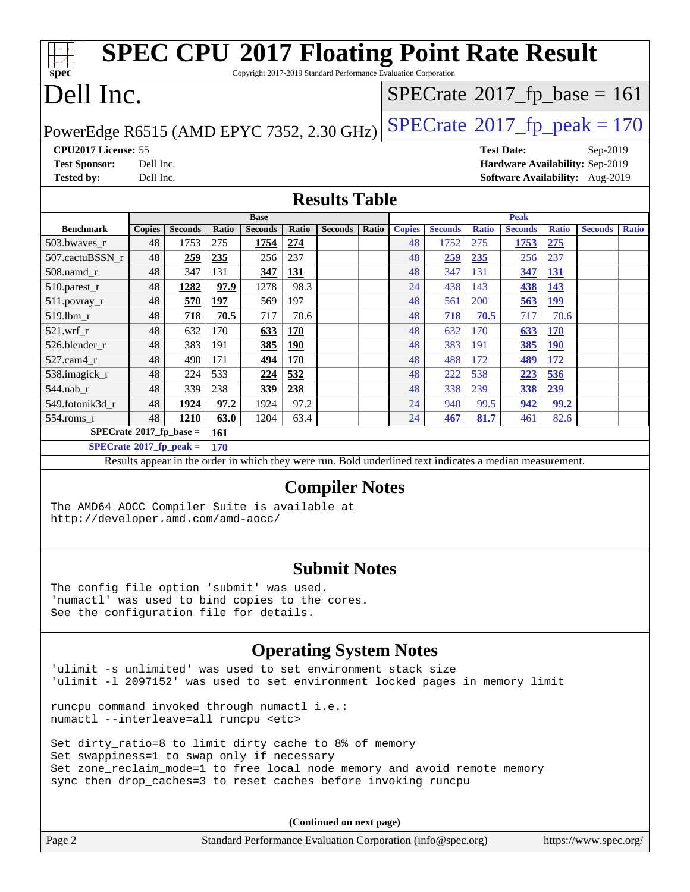# SPEC CPU 2017 Floating Point Rate Result

Copyright 2017-2019 Standard Performance Evaluation Corporation

# Dell Inc.

PowerEdge R6515 (AMD EPYC 7352, 2.30 GHz)

SPECrate 2017_fp_base = 161

SPECrate 2017_fp_peak = 170

**CPU2017 License:** 55
**Test Sponsor:** Dell Inc.
**Tested by:** Dell Inc.

**Test Date:** Sep-2019
**Hardware Availability:** Sep-2019
**Software Availability:** Aug-2019

## Results Table

| Benchmark | Base | | | | | | | Peak | | | | | | |
|---|---|---|---|---|---|---|---|---|---|---|---|---|---|---|
| | Copies | Seconds | Ratio | Seconds | Ratio | Seconds | Ratio | Copies | Seconds | Ratio | Seconds | Ratio | Seconds | Ratio |
| 503.bwaves_r | 48 | 1753 | 275 | **1754** | **274** | | | 48 | 1752 | 275 | **1753** | **275** | | |
| 507.cactuBSSN_r | 48 | **259** | **235** | 256 | 237 | | | 48 | **259** | **235** | 256 | 237 | | |
| 508.namd_r | 48 | 347 | 131 | **347** | **131** | | | 48 | 347 | 131 | **347** | **131** | | |
| 510.parest_r | 48 | **1282** | **97.9** | 1278 | 98.3 | | | 24 | 438 | 143 | **438** | **143** | | |
| 511.povray_r | 48 | **570** | **197** | 569 | 197 | | | 48 | 561 | 200 | **563** | **199** | | |
| 519.lbm_r | 48 | **718** | **70.5** | 717 | 70.6 | | | 48 | **718** | **70.5** | 717 | 70.6 | | |
| 521.wrf_r | 48 | 632 | 170 | **633** | **170** | | | 48 | 632 | 170 | **633** | **170** | | |
| 526.blender_r | 48 | 383 | 191 | **385** | **190** | | | 48 | 383 | 191 | **385** | **190** | | |
| 527.cam4_r | 48 | 490 | 171 | **494** | **170** | | | 48 | 488 | 172 | **489** | **172** | | |
| 538.imagick_r | 48 | 224 | 533 | **224** | **532** | | | 48 | 222 | 538 | **223** | **536** | | |
| 544.nab_r | 48 | 339 | 238 | **339** | **238** | | | 48 | 338 | 239 | **338** | **239** | | |
| 549.fotonik3d_r | 48 | **1924** | **97.2** | 1924 | 97.2 | | | 24 | 940 | 99.5 | **942** | **99.2** | | |
| 554.roms_r | 48 | **1210** | **63.0** | 1204 | 63.4 | | | 24 | **467** | **81.7** | 461 | 82.6 | | |

**SPECrate 2017_fp_base = 161**

**SPECrate 2017_fp_peak = 170**

Results appear in the order in which they were run. Bold underlined text indicates a median measurement.

## Compiler Notes

```
The AMD64 AOCC Compiler Suite is available at
http://developer.amd.com/amd-aocc/
```

## Submit Notes

```
The config file option 'submit' was used.
'numactl' was used to bind copies to the cores.
See the configuration file for details.
```

## Operating System Notes

```
'ulimit -s unlimited' was used to set environment stack size
'ulimit -l 2097152' was used to set environment locked pages in memory limit

runcpu command invoked through numactl i.e.:
numactl --interleave=all runcpu <etc>

Set dirty_ratio=8 to limit dirty cache to 8% of memory
Set swappiness=1 to swap only if necessary
Set zone_reclaim_mode=1 to free local node memory and avoid remote memory
sync then drop_caches=3 to reset caches before invoking runcpu
```

**(Continued on next page)**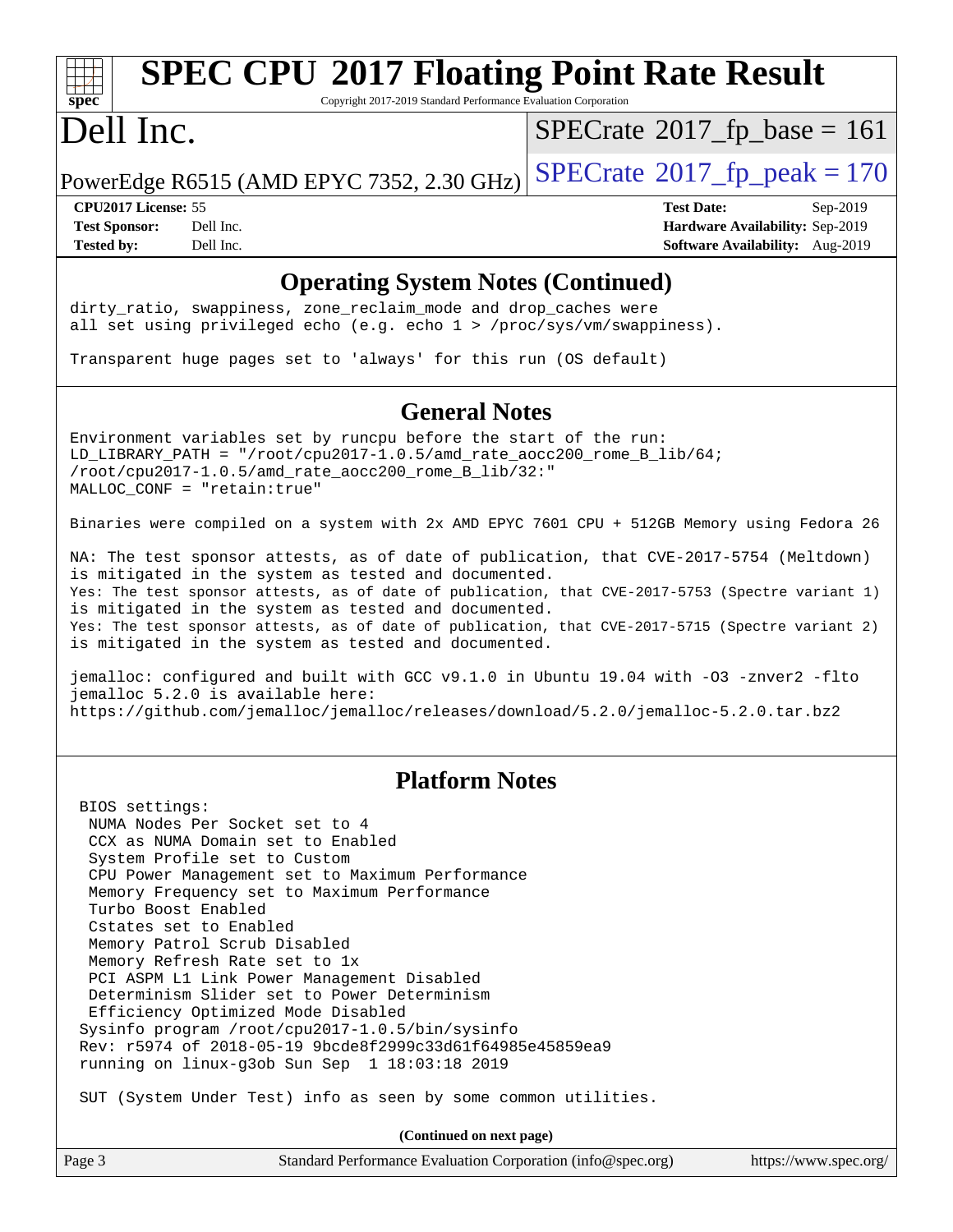## Operating System Notes (Continued)

```
dirty_ratio, swappiness, zone_reclaim_mode and drop_caches were
all set using privileged echo (e.g. echo 1 > /proc/sys/vm/swappiness).

Transparent huge pages set to 'always' for this run (OS default)
```

## General Notes

```
Environment variables set by runcpu before the start of the run:
LD_LIBRARY_PATH = "/root/cpu2017-1.0.5/amd_rate_aocc200_rome_B_lib/64;
/root/cpu2017-1.0.5/amd_rate_aocc200_rome_B_lib/32:"
MALLOC_CONF = "retain:true"

Binaries were compiled on a system with 2x AMD EPYC 7601 CPU + 512GB Memory using Fedora 26

NA: The test sponsor attests, as of date of publication, that CVE-2017-5754 (Meltdown)
is mitigated in the system as tested and documented.
Yes: The test sponsor attests, as of date of publication, that CVE-2017-5753 (Spectre variant 1)
is mitigated in the system as tested and documented.
Yes: The test sponsor attests, as of date of publication, that CVE-2017-5715 (Spectre variant 2)
is mitigated in the system as tested and documented.

jemalloc: configured and built with GCC v9.1.0 in Ubuntu 19.04 with -O3 -znver2 -flto
jemalloc 5.2.0 is available here:
https://github.com/jemalloc/jemalloc/releases/download/5.2.0/jemalloc-5.2.0.tar.bz2
```

## Platform Notes

```
 BIOS settings:
  NUMA Nodes Per Socket set to 4
  CCX as NUMA Domain set to Enabled
  System Profile set to Custom
  CPU Power Management set to Maximum Performance
  Memory Frequency set to Maximum Performance
  Turbo Boost Enabled
  Cstates set to Enabled
  Memory Patrol Scrub Disabled
  Memory Refresh Rate set to 1x
  PCI ASPM L1 Link Power Management Disabled
  Determinism Slider set to Power Determinism
  Efficiency Optimized Mode Disabled
 Sysinfo program /root/cpu2017-1.0.5/bin/sysinfo
 Rev: r5974 of 2018-05-19 9bcde8f2999c33d61f64985e45859ea9
 running on linux-g3ob Sun Sep  1 18:03:18 2019

 SUT (System Under Test) info as seen by some common utilities.
```

**(Continued on next page)**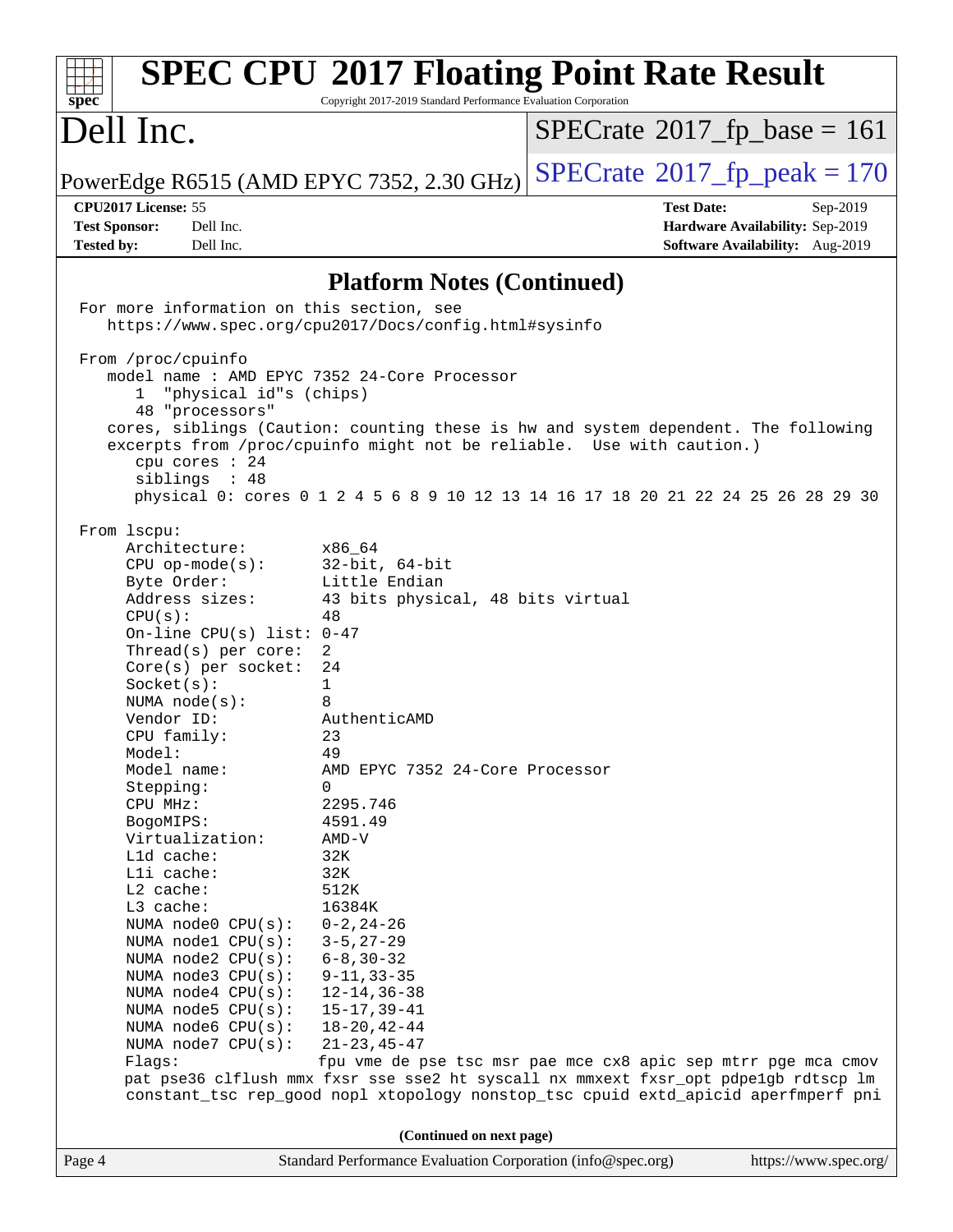## Platform Notes (Continued)

```
For more information on this section, see
   https://www.spec.org/cpu2017/Docs/config.html#sysinfo

From /proc/cpuinfo
   model name : AMD EPYC 7352 24-Core Processor
      1  "physical id"s (chips)
      48 "processors"
   cores, siblings (Caution: counting these is hw and system dependent. The following
   excerpts from /proc/cpuinfo might not be reliable.  Use with caution.)
      cpu cores : 24
      siblings  : 48
      physical 0: cores 0 1 2 4 5 6 8 9 10 12 13 14 16 17 18 20 21 22 24 25 26 28 29 30

From lscpu:
     Architecture:        x86_64
     CPU op-mode(s):      32-bit, 64-bit
     Byte Order:          Little Endian
     Address sizes:       43 bits physical, 48 bits virtual
     CPU(s):              48
     On-line CPU(s) list: 0-47
     Thread(s) per core:  2
     Core(s) per socket:  24
     Socket(s):           1
     NUMA node(s):        8
     Vendor ID:           AuthenticAMD
     CPU family:          23
     Model:               49
     Model name:          AMD EPYC 7352 24-Core Processor
     Stepping:            0
     CPU MHz:             2295.746
     BogoMIPS:            4591.49
     Virtualization:      AMD-V
     L1d cache:           32K
     L1i cache:           32K
     L2 cache:            512K
     L3 cache:            16384K
     NUMA node0 CPU(s):   0-2,24-26
     NUMA node1 CPU(s):   3-5,27-29
     NUMA node2 CPU(s):   6-8,30-32
     NUMA node3 CPU(s):   9-11,33-35
     NUMA node4 CPU(s):   12-14,36-38
     NUMA node5 CPU(s):   15-17,39-41
     NUMA node6 CPU(s):   18-20,42-44
     NUMA node7 CPU(s):   21-23,45-47
     Flags:               fpu vme de pse tsc msr pae mce cx8 apic sep mtrr pge mca cmov
     pat pse36 clflush mmx fxsr sse sse2 ht syscall nx mmxext fxsr_opt pdpe1gb rdtscp lm
     constant_tsc rep_good nopl xtopology nonstop_tsc cpuid extd_apicid aperfmperf pni
```

(Continued on next page)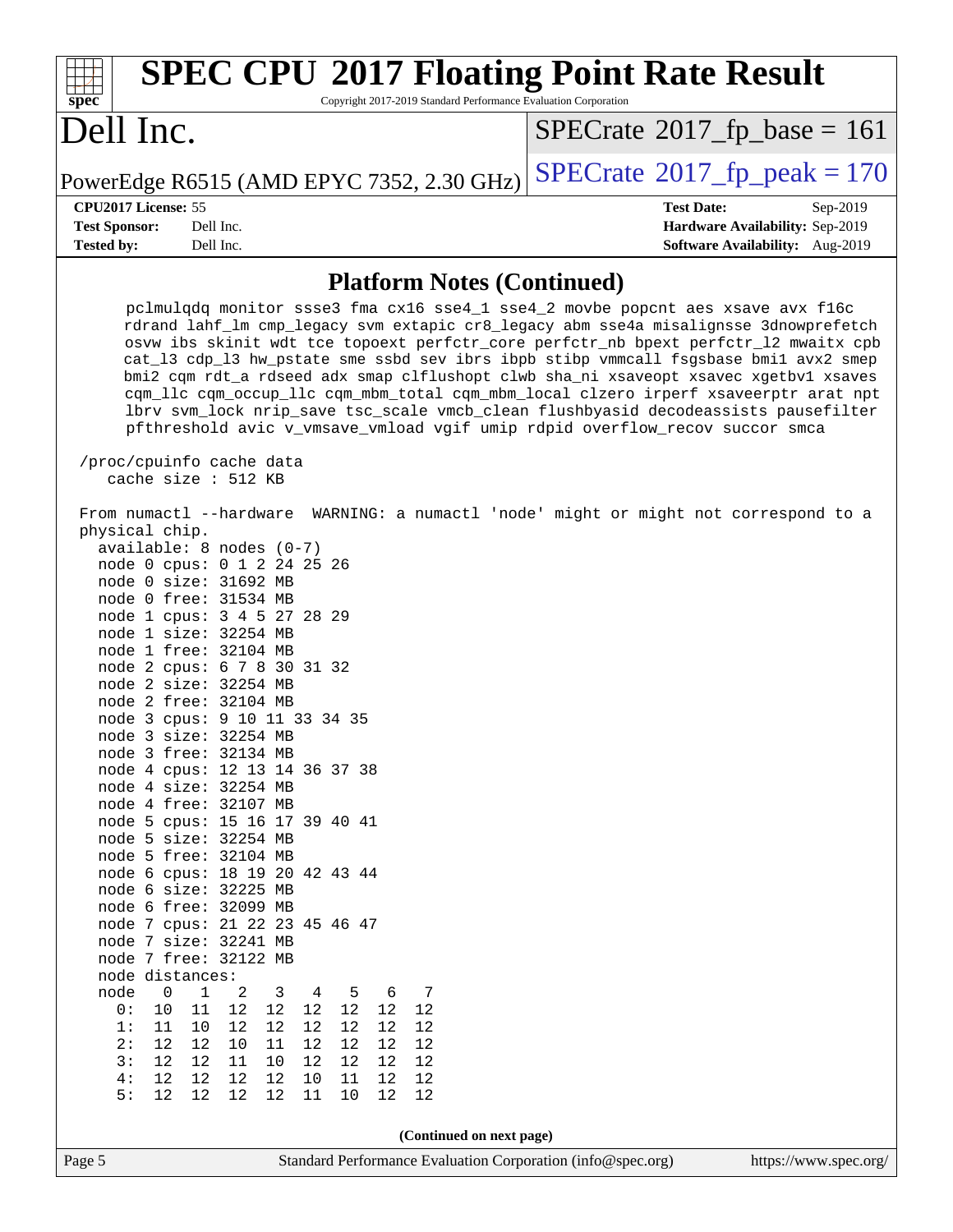## Platform Notes (Continued)

```
    pclmulqdq monitor ssse3 fma cx16 sse4_1 sse4_2 movbe popcnt aes xsave avx f16c
    rdrand lahf_lm cmp_legacy svm extapic cr8_legacy abm sse4a misalignsse 3dnowprefetch
    osvw ibs skinit wdt tce topoext perfctr_core perfctr_nb bpext perfctr_l2 mwaitx cpb
    cat_l3 cdp_l3 hw_pstate sme ssbd sev ibrs ibpb stibp vmmcall fsgsbase bmi1 avx2 smep
    bmi2 cqm rdt_a rdseed adx smap clflushopt clwb sha_ni xsaveopt xsavec xgetbv1 xsaves
    cqm_llc cqm_occup_llc cqm_mbm_total cqm_mbm_local clzero irperf xsaveerptr arat npt
    lbrv svm_lock nrip_save tsc_scale vmcb_clean flushbyasid decodeassists pausefilter
    pfthreshold avic v_vmsave_vmload vgif umip rdpid overflow_recov succor smca

/proc/cpuinfo cache data
   cache size : 512 KB

From numactl --hardware  WARNING: a numactl 'node' might or might not correspond to a
physical chip.
  available: 8 nodes (0-7)
  node 0 cpus: 0 1 2 24 25 26
  node 0 size: 31692 MB
  node 0 free: 31534 MB
  node 1 cpus: 3 4 5 27 28 29
  node 1 size: 32254 MB
  node 1 free: 32104 MB
  node 2 cpus: 6 7 8 30 31 32
  node 2 size: 32254 MB
  node 2 free: 32104 MB
  node 3 cpus: 9 10 11 33 34 35
  node 3 size: 32254 MB
  node 3 free: 32134 MB
  node 4 cpus: 12 13 14 36 37 38
  node 4 size: 32254 MB
  node 4 free: 32107 MB
  node 5 cpus: 15 16 17 39 40 41
  node 5 size: 32254 MB
  node 5 free: 32104 MB
  node 6 cpus: 18 19 20 42 43 44
  node 6 size: 32225 MB
  node 6 free: 32099 MB
  node 7 cpus: 21 22 23 45 46 47
  node 7 size: 32241 MB
  node 7 free: 32122 MB
  node distances:
  node   0   1   2   3   4   5   6   7
    0:  10  11  12  12  12  12  12  12
    1:  11  10  12  12  12  12  12  12
    2:  12  12  10  11  12  12  12  12
    3:  12  12  11  10  12  12  12  12
    4:  12  12  12  12  10  11  12  12
    5:  12  12  12  12  11  10  12  12
```

**(Continued on next page)**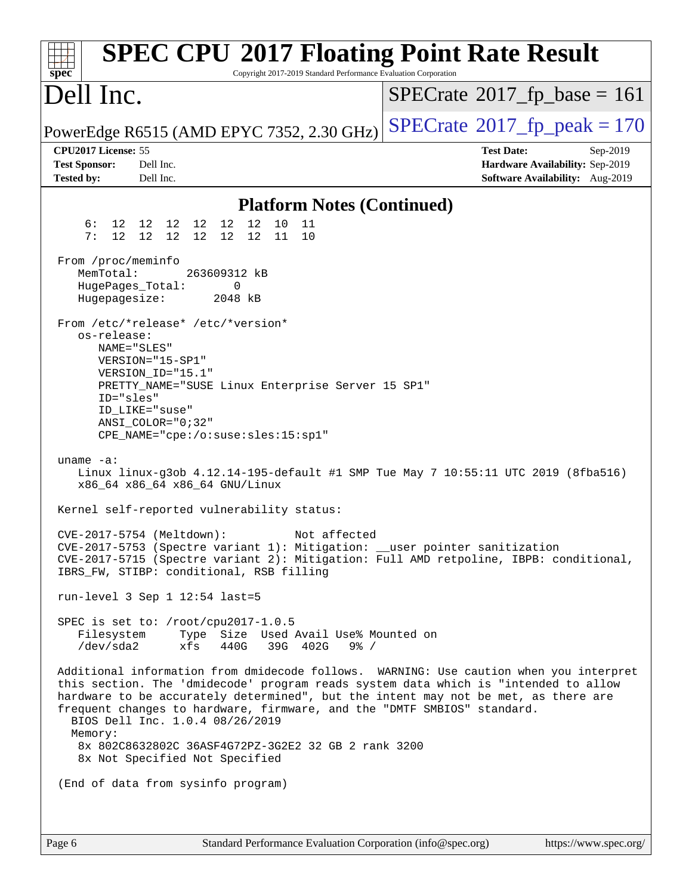# SPEC CPU 2017 Floating Point Rate Result

Copyright 2017-2019 Standard Performance Evaluation Corporation

**Dell Inc.**

PowerEdge R6515 (AMD EPYC 7352, 2.30 GHz)

SPECrate 2017_fp_base = 161

SPECrate 2017_fp_peak = 170

**CPU2017 License:** 55
**Test Sponsor:** Dell Inc.
**Tested by:** Dell Inc.

**Test Date:** Sep-2019
**Hardware Availability:** Sep-2019
**Software Availability:** Aug-2019

## Platform Notes (Continued)

```
     6:  12  12  12  12  12  12  10  11
     7:  12  12  12  12  12  12  11  10

 From /proc/meminfo
    MemTotal:       263609312 kB
    HugePages_Total:       0
    Hugepagesize:       2048 kB

 From /etc/*release* /etc/*version*
    os-release:
       NAME="SLES"
       VERSION="15-SP1"
       VERSION_ID="15.1"
       PRETTY_NAME="SUSE Linux Enterprise Server 15 SP1"
       ID="sles"
       ID_LIKE="suse"
       ANSI_COLOR="0;32"
       CPE_NAME="cpe:/o:suse:sles:15:sp1"

 uname -a:
    Linux linux-g3ob 4.12.14-195-default #1 SMP Tue May 7 10:55:11 UTC 2019 (8fba516)
    x86_64 x86_64 x86_64 GNU/Linux

 Kernel self-reported vulnerability status:

 CVE-2017-5754 (Meltdown):          Not affected
 CVE-2017-5753 (Spectre variant 1): Mitigation: __user pointer sanitization
 CVE-2017-5715 (Spectre variant 2): Mitigation: Full AMD retpoline, IBPB: conditional,
 IBRS_FW, STIBP: conditional, RSB filling

 run-level 3 Sep 1 12:54 last=5

 SPEC is set to: /root/cpu2017-1.0.5
    Filesystem     Type  Size  Used Avail Use% Mounted on
    /dev/sda2      xfs   440G   39G  402G   9% /

 Additional information from dmidecode follows.  WARNING: Use caution when you interpret
 this section. The 'dmidecode' program reads system data which is "intended to allow
 hardware to be accurately determined", but the intent may not be met, as there are
 frequent changes to hardware, firmware, and the "DMTF SMBIOS" standard.
   BIOS Dell Inc. 1.0.4 08/26/2019
   Memory:
    8x 802C8632802C 36ASF4G72PZ-3G2E2 32 GB 2 rank 3200
    8x Not Specified Not Specified

 (End of data from sysinfo program)
```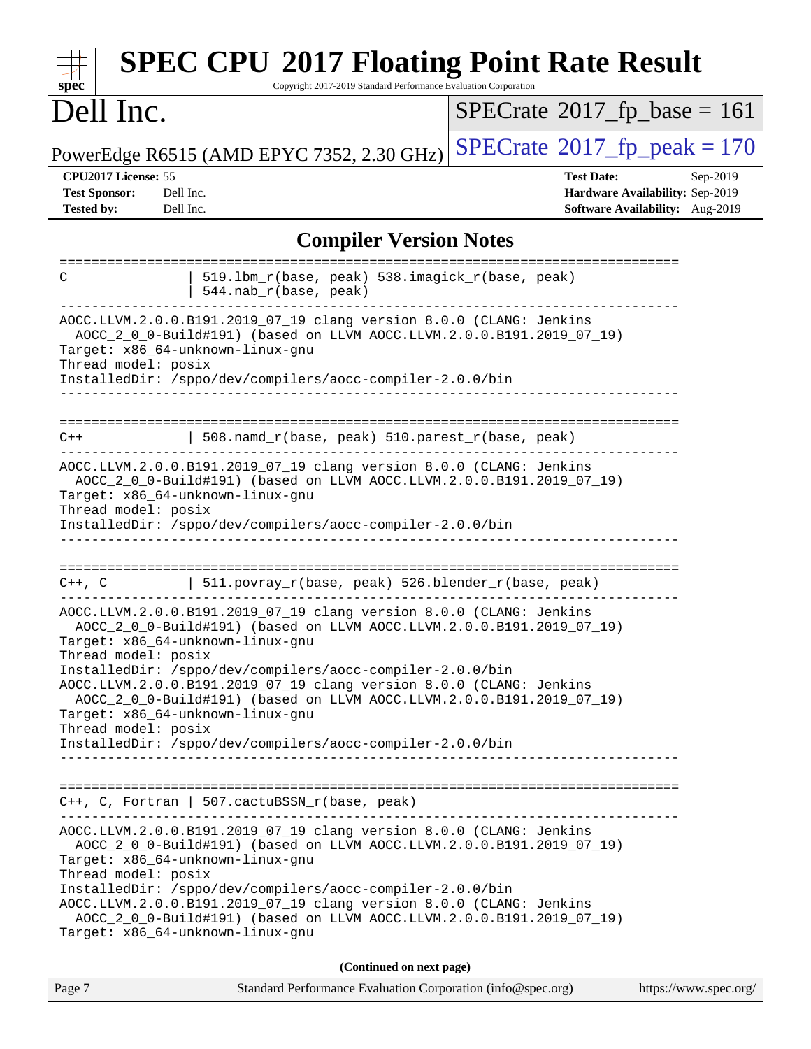# SPEC CPU 2017 Floating Point Rate Result

Copyright 2017-2019 Standard Performance Evaluation Corporation

## Dell Inc.

PowerEdge R6515 (AMD EPYC 7352, 2.30 GHz)

SPECrate 2017_fp_base = 161

SPECrate 2017_fp_peak = 170

**CPU2017 License:** 55
**Test Sponsor:** Dell Inc.
**Tested by:** Dell Inc.

**Test Date:** Sep-2019
**Hardware Availability:** Sep-2019
**Software Availability:** Aug-2019

### Compiler Version Notes

```
==============================================================================
C               | 519.lbm_r(base, peak) 538.imagick_r(base, peak)
                | 544.nab_r(base, peak)
------------------------------------------------------------------------------
AOCC.LLVM.2.0.0.B191.2019_07_19 clang version 8.0.0 (CLANG: Jenkins
  AOCC_2_0_0-Build#191) (based on LLVM AOCC.LLVM.2.0.0.B191.2019_07_19)
Target: x86_64-unknown-linux-gnu
Thread model: posix
InstalledDir: /sppo/dev/compilers/aocc-compiler-2.0.0/bin
------------------------------------------------------------------------------

==============================================================================
C++             | 508.namd_r(base, peak) 510.parest_r(base, peak)
------------------------------------------------------------------------------
AOCC.LLVM.2.0.0.B191.2019_07_19 clang version 8.0.0 (CLANG: Jenkins
  AOCC_2_0_0-Build#191) (based on LLVM AOCC.LLVM.2.0.0.B191.2019_07_19)
Target: x86_64-unknown-linux-gnu
Thread model: posix
InstalledDir: /sppo/dev/compilers/aocc-compiler-2.0.0/bin
------------------------------------------------------------------------------

==============================================================================
C++, C          | 511.povray_r(base, peak) 526.blender_r(base, peak)
------------------------------------------------------------------------------
AOCC.LLVM.2.0.0.B191.2019_07_19 clang version 8.0.0 (CLANG: Jenkins
  AOCC_2_0_0-Build#191) (based on LLVM AOCC.LLVM.2.0.0.B191.2019_07_19)
Target: x86_64-unknown-linux-gnu
Thread model: posix
InstalledDir: /sppo/dev/compilers/aocc-compiler-2.0.0/bin
AOCC.LLVM.2.0.0.B191.2019_07_19 clang version 8.0.0 (CLANG: Jenkins
  AOCC_2_0_0-Build#191) (based on LLVM AOCC.LLVM.2.0.0.B191.2019_07_19)
Target: x86_64-unknown-linux-gnu
Thread model: posix
InstalledDir: /sppo/dev/compilers/aocc-compiler-2.0.0/bin
------------------------------------------------------------------------------

==============================================================================
C++, C, Fortran | 507.cactuBSSN_r(base, peak)
------------------------------------------------------------------------------
AOCC.LLVM.2.0.0.B191.2019_07_19 clang version 8.0.0 (CLANG: Jenkins
  AOCC_2_0_0-Build#191) (based on LLVM AOCC.LLVM.2.0.0.B191.2019_07_19)
Target: x86_64-unknown-linux-gnu
Thread model: posix
InstalledDir: /sppo/dev/compilers/aocc-compiler-2.0.0/bin
AOCC.LLVM.2.0.0.B191.2019_07_19 clang version 8.0.0 (CLANG: Jenkins
  AOCC_2_0_0-Build#191) (based on LLVM AOCC.LLVM.2.0.0.B191.2019_07_19)
Target: x86_64-unknown-linux-gnu
```

**(Continued on next page)**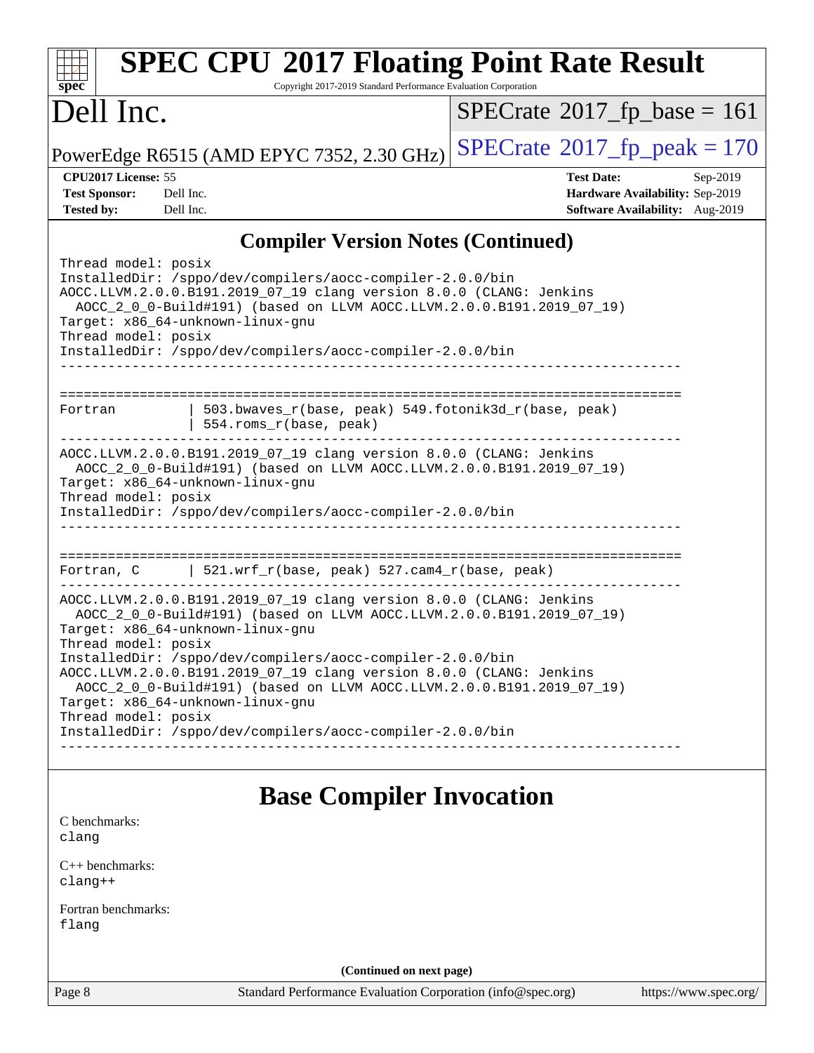## Compiler Version Notes (Continued)

```
Thread model: posix
InstalledDir: /sppo/dev/compilers/aocc-compiler-2.0.0/bin
AOCC.LLVM.2.0.0.B191.2019_07_19 clang version 8.0.0 (CLANG: Jenkins
  AOCC_2_0_0-Build#191) (based on LLVM AOCC.LLVM.2.0.0.B191.2019_07_19)
Target: x86_64-unknown-linux-gnu
Thread model: posix
InstalledDir: /sppo/dev/compilers/aocc-compiler-2.0.0/bin
------------------------------------------------------------------------------

==============================================================================
Fortran          | 503.bwaves_r(base, peak) 549.fotonik3d_r(base, peak)
                 | 554.roms_r(base, peak)
------------------------------------------------------------------------------
AOCC.LLVM.2.0.0.B191.2019_07_19 clang version 8.0.0 (CLANG: Jenkins
  AOCC_2_0_0-Build#191) (based on LLVM AOCC.LLVM.2.0.0.B191.2019_07_19)
Target: x86_64-unknown-linux-gnu
Thread model: posix
InstalledDir: /sppo/dev/compilers/aocc-compiler-2.0.0/bin
------------------------------------------------------------------------------

==============================================================================
Fortran, C       | 521.wrf_r(base, peak) 527.cam4_r(base, peak)
------------------------------------------------------------------------------
AOCC.LLVM.2.0.0.B191.2019_07_19 clang version 8.0.0 (CLANG: Jenkins
  AOCC_2_0_0-Build#191) (based on LLVM AOCC.LLVM.2.0.0.B191.2019_07_19)
Target: x86_64-unknown-linux-gnu
Thread model: posix
InstalledDir: /sppo/dev/compilers/aocc-compiler-2.0.0/bin
AOCC.LLVM.2.0.0.B191.2019_07_19 clang version 8.0.0 (CLANG: Jenkins
  AOCC_2_0_0-Build#191) (based on LLVM AOCC.LLVM.2.0.0.B191.2019_07_19)
Target: x86_64-unknown-linux-gnu
Thread model: posix
InstalledDir: /sppo/dev/compilers/aocc-compiler-2.0.0/bin
------------------------------------------------------------------------------
```

## Base Compiler Invocation

C benchmarks:
`clang`

C++ benchmarks:
`clang++`

Fortran benchmarks:
`flang`

**(Continued on next page)**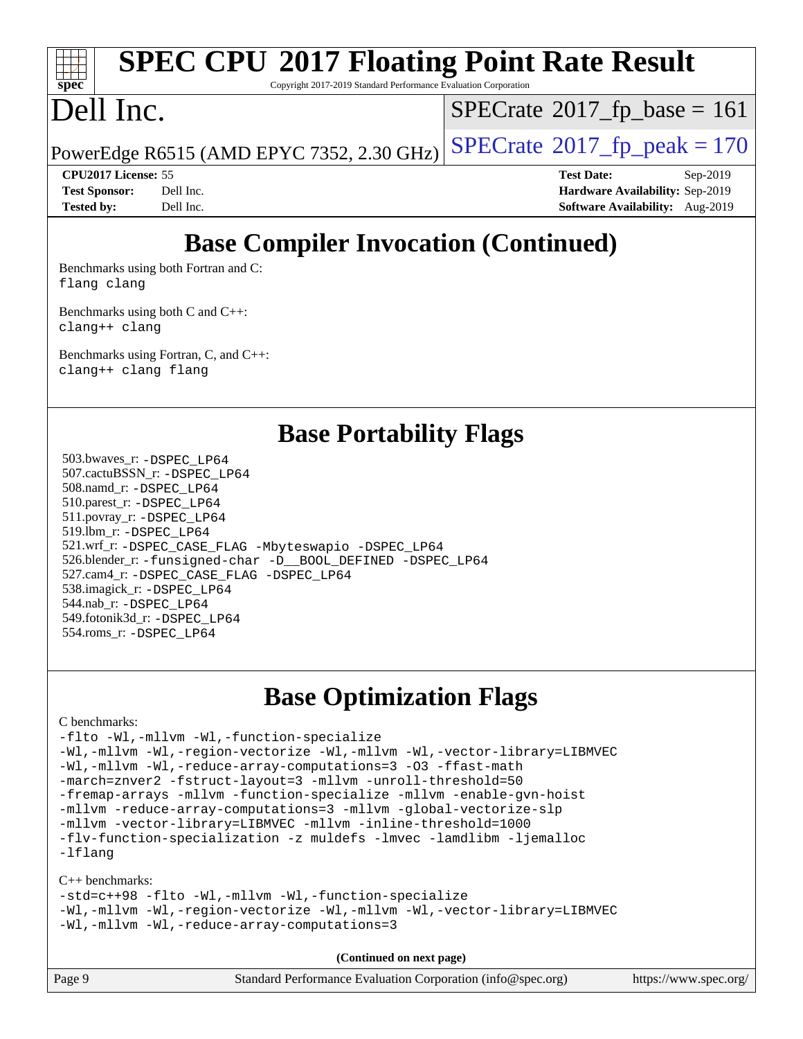# SPEC CPU 2017 Floating Point Rate Result

Copyright 2017-2019 Standard Performance Evaluation Corporation

# Dell Inc.

PowerEdge R6515 (AMD EPYC 7352, 2.30 GHz)

SPECrate 2017_fp_base = 161

SPECrate 2017_fp_peak = 170

**CPU2017 License:** 55
**Test Sponsor:** Dell Inc.
**Tested by:** Dell Inc.

**Test Date:** Sep-2019
**Hardware Availability:** Sep-2019
**Software Availability:** Aug-2019

## Base Compiler Invocation (Continued)

Benchmarks using both Fortran and C:
```
flang clang
```

Benchmarks using both C and C++:
```
clang++ clang
```

Benchmarks using Fortran, C, and C++:
```
clang++ clang flang
```

## Base Portability Flags

503.bwaves_r: `-DSPEC_LP64`
507.cactuBSSN_r: `-DSPEC_LP64`
508.namd_r: `-DSPEC_LP64`
510.parest_r: `-DSPEC_LP64`
511.povray_r: `-DSPEC_LP64`
519.lbm_r: `-DSPEC_LP64`
521.wrf_r: `-DSPEC_CASE_FLAG -Mbyteswapio -DSPEC_LP64`
526.blender_r: `-funsigned-char -D__BOOL_DEFINED -DSPEC_LP64`
527.cam4_r: `-DSPEC_CASE_FLAG -DSPEC_LP64`
538.imagick_r: `-DSPEC_LP64`
544.nab_r: `-DSPEC_LP64`
549.fotonik3d_r: `-DSPEC_LP64`
554.roms_r: `-DSPEC_LP64`

## Base Optimization Flags

C benchmarks:
```
-flto -Wl,-mllvm -Wl,-function-specialize
-Wl,-mllvm -Wl,-region-vectorize -Wl,-mllvm -Wl,-vector-library=LIBMVEC
-Wl,-mllvm -Wl,-reduce-array-computations=3 -O3 -ffast-math
-march=znver2 -fstruct-layout=3 -mllvm -unroll-threshold=50
-fremap-arrays -mllvm -function-specialize -mllvm -enable-gvn-hoist
-mllvm -reduce-array-computations=3 -mllvm -global-vectorize-slp
-mllvm -vector-library=LIBMVEC -mllvm -inline-threshold=1000
-flv-function-specialization -z muldefs -lmvec -lamdlibm -ljemalloc
-lflang
```

C++ benchmarks:
```
-std=c++98 -flto -Wl,-mllvm -Wl,-function-specialize
-Wl,-mllvm -Wl,-region-vectorize -Wl,-mllvm -Wl,-vector-library=LIBMVEC
-Wl,-mllvm -Wl,-reduce-array-computations=3
```

**(Continued on next page)**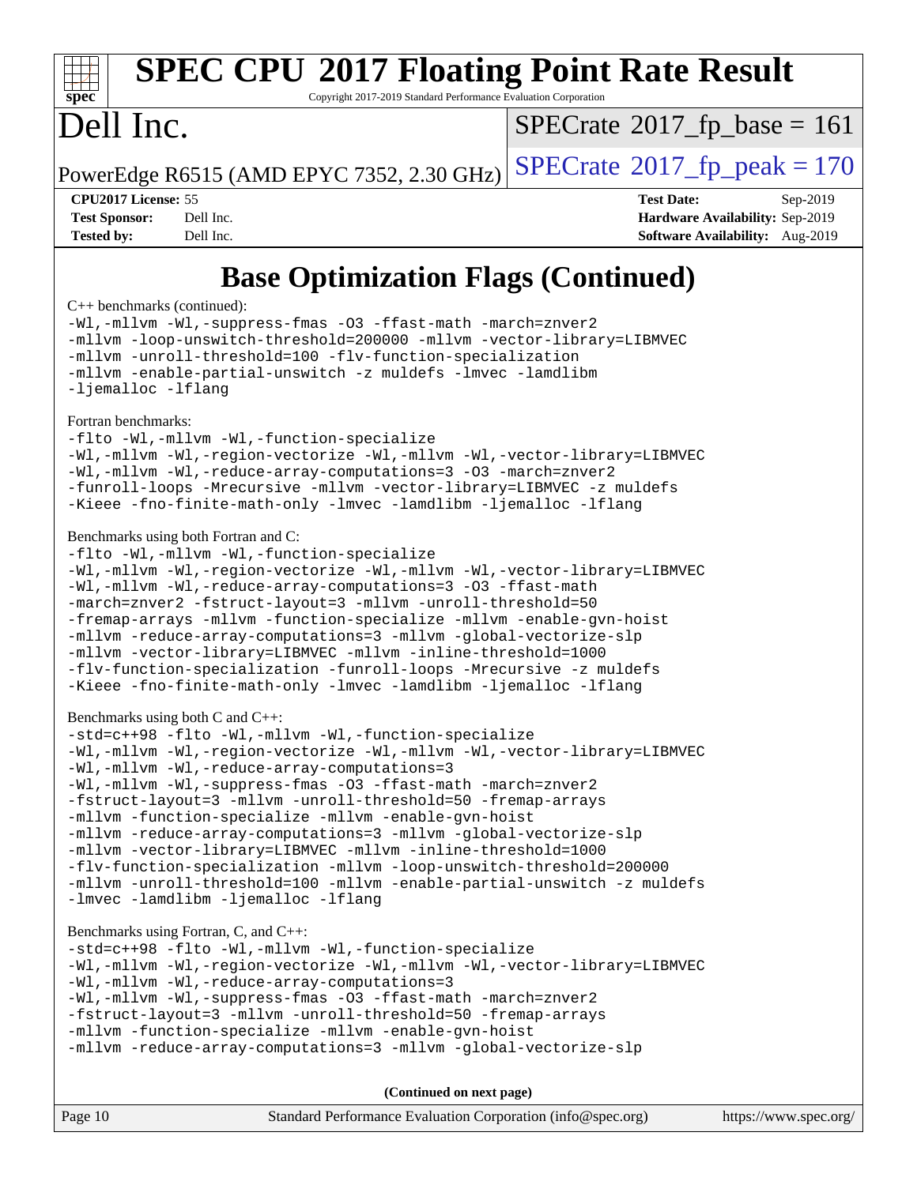# SPEC CPU 2017 Floating Point Rate Result

Copyright 2017-2019 Standard Performance Evaluation Corporation

# Dell Inc.

PowerEdge R6515 (AMD EPYC 7352, 2.30 GHz)

SPECrate 2017_fp_base = 161

SPECrate 2017_fp_peak = 170

**CPU2017 License:** 55
**Test Sponsor:** Dell Inc.
**Tested by:** Dell Inc.

**Test Date:** Sep-2019
**Hardware Availability:** Sep-2019
**Software Availability:** Aug-2019

## Base Optimization Flags (Continued)

C++ benchmarks (continued):

```
-Wl,-mllvm -Wl,-suppress-fmas -O3 -ffast-math -march=znver2
-mllvm -loop-unswitch-threshold=200000 -mllvm -vector-library=LIBMVEC
-mllvm -unroll-threshold=100 -flv-function-specialization
-mllvm -enable-partial-unswitch -z muldefs -lmvec -lamdlibm
-ljemalloc -lflang
```

Fortran benchmarks:

```
-flto -Wl,-mllvm -Wl,-function-specialize
-Wl,-mllvm -Wl,-region-vectorize -Wl,-mllvm -Wl,-vector-library=LIBMVEC
-Wl,-mllvm -Wl,-reduce-array-computations=3 -O3 -march=znver2
-funroll-loops -Mrecursive -mllvm -vector-library=LIBMVEC -z muldefs
-Kieee -fno-finite-math-only -lmvec -lamdlibm -ljemalloc -lflang
```

Benchmarks using both Fortran and C:

```
-flto -Wl,-mllvm -Wl,-function-specialize
-Wl,-mllvm -Wl,-region-vectorize -Wl,-mllvm -Wl,-vector-library=LIBMVEC
-Wl,-mllvm -Wl,-reduce-array-computations=3 -O3 -ffast-math
-march=znver2 -fstruct-layout=3 -mllvm -unroll-threshold=50
-fremap-arrays -mllvm -function-specialize -mllvm -enable-gvn-hoist
-mllvm -reduce-array-computations=3 -mllvm -global-vectorize-slp
-mllvm -vector-library=LIBMVEC -mllvm -inline-threshold=1000
-flv-function-specialization -funroll-loops -Mrecursive -z muldefs
-Kieee -fno-finite-math-only -lmvec -lamdlibm -ljemalloc -lflang
```

Benchmarks using both C and C++:

```
-std=c++98 -flto -Wl,-mllvm -Wl,-function-specialize
-Wl,-mllvm -Wl,-region-vectorize -Wl,-mllvm -Wl,-vector-library=LIBMVEC
-Wl,-mllvm -Wl,-reduce-array-computations=3
-Wl,-mllvm -Wl,-suppress-fmas -O3 -ffast-math -march=znver2
-fstruct-layout=3 -mllvm -unroll-threshold=50 -fremap-arrays
-mllvm -function-specialize -mllvm -enable-gvn-hoist
-mllvm -reduce-array-computations=3 -mllvm -global-vectorize-slp
-mllvm -vector-library=LIBMVEC -mllvm -inline-threshold=1000
-flv-function-specialization -mllvm -loop-unswitch-threshold=200000
-mllvm -unroll-threshold=100 -mllvm -enable-partial-unswitch -z muldefs
-lmvec -lamdlibm -ljemalloc -lflang
```

Benchmarks using Fortran, C, and C++:

```
-std=c++98 -flto -Wl,-mllvm -Wl,-function-specialize
-Wl,-mllvm -Wl,-region-vectorize -Wl,-mllvm -Wl,-vector-library=LIBMVEC
-Wl,-mllvm -Wl,-reduce-array-computations=3
-Wl,-mllvm -Wl,-suppress-fmas -O3 -ffast-math -march=znver2
-fstruct-layout=3 -mllvm -unroll-threshold=50 -fremap-arrays
-mllvm -function-specialize -mllvm -enable-gvn-hoist
-mllvm -reduce-array-computations=3 -mllvm -global-vectorize-slp
```

**(Continued on next page)**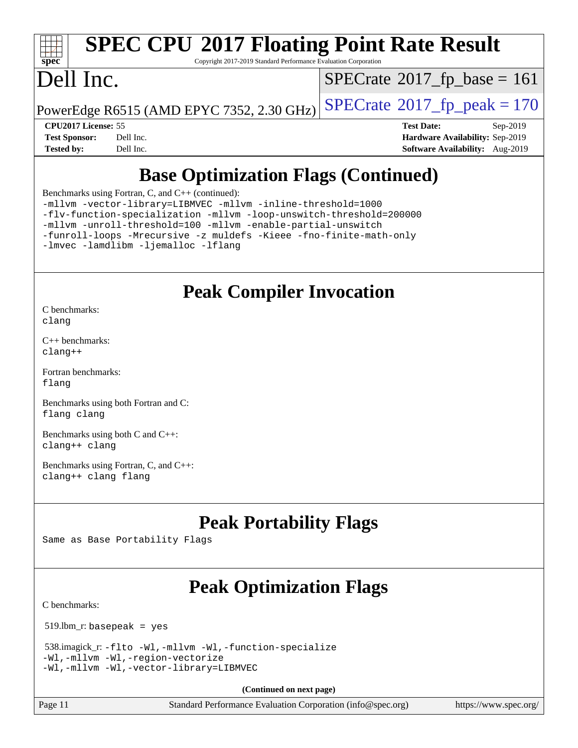# SPEC CPU 2017 Floating Point Rate Result

Copyright 2017-2019 Standard Performance Evaluation Corporation

# Dell Inc.

PowerEdge R6515 (AMD EPYC 7352, 2.30 GHz)

SPECrate 2017_fp_base = 161

SPECrate 2017_fp_peak = 170

**CPU2017 License:** 55
**Test Sponsor:** Dell Inc.
**Tested by:** Dell Inc.

**Test Date:** Sep-2019
**Hardware Availability:** Sep-2019
**Software Availability:** Aug-2019

## Base Optimization Flags (Continued)

Benchmarks using Fortran, C, and C++ (continued):

```
-mllvm -vector-library=LIBMVEC -mllvm -inline-threshold=1000
-flv-function-specialization -mllvm -loop-unswitch-threshold=200000
-mllvm -unroll-threshold=100 -mllvm -enable-partial-unswitch
-funroll-loops -Mrecursive -z muldefs -Kieee -fno-finite-math-only
-lmvec -lamdlibm -ljemalloc -lflang
```

## Peak Compiler Invocation

C benchmarks:
`clang`

C++ benchmarks:
`clang++`

Fortran benchmarks:
`flang`

Benchmarks using both Fortran and C:
`flang clang`

Benchmarks using both C and C++:
`clang++ clang`

Benchmarks using Fortran, C, and C++:
`clang++ clang flang`

## Peak Portability Flags

Same as Base Portability Flags

## Peak Optimization Flags

C benchmarks:

519.lbm_r: `basepeak = yes`

538.imagick_r: 
```
-flto -Wl,-mllvm -Wl,-function-specialize
-Wl,-mllvm -Wl,-region-vectorize
-Wl,-mllvm -Wl,-vector-library=LIBMVEC
```

**(Continued on next page)**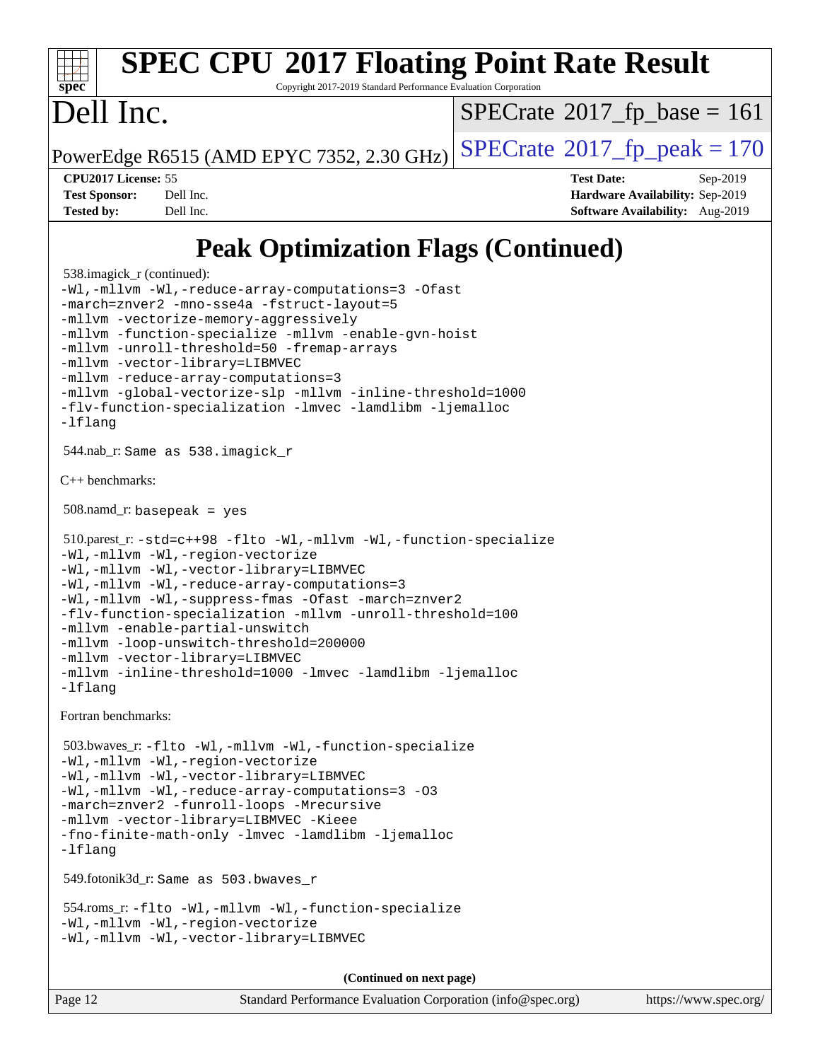# Peak Optimization Flags (Continued)

538.imagick_r (continued):
```
-Wl,-mllvm -Wl,-reduce-array-computations=3 -Ofast
-march=znver2 -mno-sse4a -fstruct-layout=5
-mllvm -vectorize-memory-aggressively
-mllvm -function-specialize -mllvm -enable-gvn-hoist
-mllvm -unroll-threshold=50 -fremap-arrays
-mllvm -vector-library=LIBMVEC
-mllvm -reduce-array-computations=3
-mllvm -global-vectorize-slp -mllvm -inline-threshold=1000
-flv-function-specialization -lmvec -lamdlibm -ljemalloc
-lflang
```

544.nab_r: `Same as 538.imagick_r`

C++ benchmarks:

508.namd_r: `basepeak = yes`

510.parest_r:
```
-std=c++98 -flto -Wl,-mllvm -Wl,-function-specialize
-Wl,-mllvm -Wl,-region-vectorize
-Wl,-mllvm -Wl,-vector-library=LIBMVEC
-Wl,-mllvm -Wl,-reduce-array-computations=3
-Wl,-mllvm -Wl,-suppress-fmas -Ofast -march=znver2
-flv-function-specialization -mllvm -unroll-threshold=100
-mllvm -enable-partial-unswitch
-mllvm -loop-unswitch-threshold=200000
-mllvm -vector-library=LIBMVEC
-mllvm -inline-threshold=1000 -lmvec -lamdlibm -ljemalloc
-lflang
```

Fortran benchmarks:

503.bwaves_r:
```
-flto -Wl,-mllvm -Wl,-function-specialize
-Wl,-mllvm -Wl,-region-vectorize
-Wl,-mllvm -Wl,-vector-library=LIBMVEC
-Wl,-mllvm -Wl,-reduce-array-computations=3 -O3
-march=znver2 -funroll-loops -Mrecursive
-mllvm -vector-library=LIBMVEC -Kieee
-fno-finite-math-only -lmvec -lamdlibm -ljemalloc
-lflang
```

549.fotonik3d_r: `Same as 503.bwaves_r`

554.roms_r:
```
-flto -Wl,-mllvm -Wl,-function-specialize
-Wl,-mllvm -Wl,-region-vectorize
-Wl,-mllvm -Wl,-vector-library=LIBMVEC
```

**(Continued on next page)**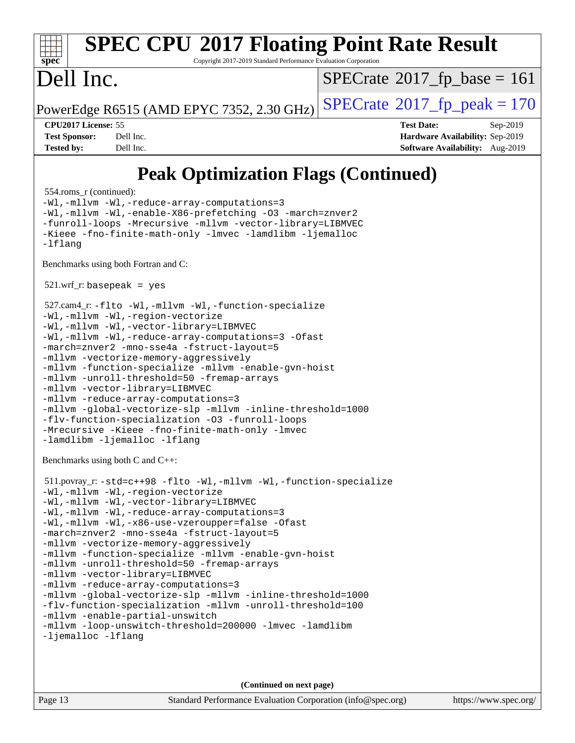# Peak Optimization Flags (Continued)

554.roms_r (continued):
```
-Wl,-mllvm -Wl,-reduce-array-computations=3
-Wl,-mllvm -Wl,-enable-X86-prefetching -O3 -march=znver2
-funroll-loops -Mrecursive -mllvm -vector-library=LIBMVEC
-Kieee -fno-finite-math-only -lmvec -lamdlibm -ljemalloc
-lflang
```

Benchmarks using both Fortran and C:

521.wrf_r: `basepeak = yes`

527.cam4_r:
```
-flto -Wl,-mllvm -Wl,-function-specialize
-Wl,-mllvm -Wl,-region-vectorize
-Wl,-mllvm -Wl,-vector-library=LIBMVEC
-Wl,-mllvm -Wl,-reduce-array-computations=3 -Ofast
-march=znver2 -mno-sse4a -fstruct-layout=5
-mllvm -vectorize-memory-aggressively
-mllvm -function-specialize -mllvm -enable-gvn-hoist
-mllvm -unroll-threshold=50 -fremap-arrays
-mllvm -vector-library=LIBMVEC
-mllvm -reduce-array-computations=3
-mllvm -global-vectorize-slp -mllvm -inline-threshold=1000
-flv-function-specialization -O3 -funroll-loops
-Mrecursive -Kieee -fno-finite-math-only -lmvec
-lamdlibm -ljemalloc -lflang
```

Benchmarks using both C and C++:

511.povray_r:
```
-std=c++98 -flto -Wl,-mllvm -Wl,-function-specialize
-Wl,-mllvm -Wl,-region-vectorize
-Wl,-mllvm -Wl,-vector-library=LIBMVEC
-Wl,-mllvm -Wl,-reduce-array-computations=3
-Wl,-mllvm -Wl,-x86-use-vzeroupper=false -Ofast
-march=znver2 -mno-sse4a -fstruct-layout=5
-mllvm -vectorize-memory-aggressively
-mllvm -function-specialize -mllvm -enable-gvn-hoist
-mllvm -unroll-threshold=50 -fremap-arrays
-mllvm -vector-library=LIBMVEC
-mllvm -reduce-array-computations=3
-mllvm -global-vectorize-slp -mllvm -inline-threshold=1000
-flv-function-specialization -mllvm -unroll-threshold=100
-mllvm -enable-partial-unswitch
-mllvm -loop-unswitch-threshold=200000 -lmvec -lamdlibm
-ljemalloc -lflang
```

**(Continued on next page)**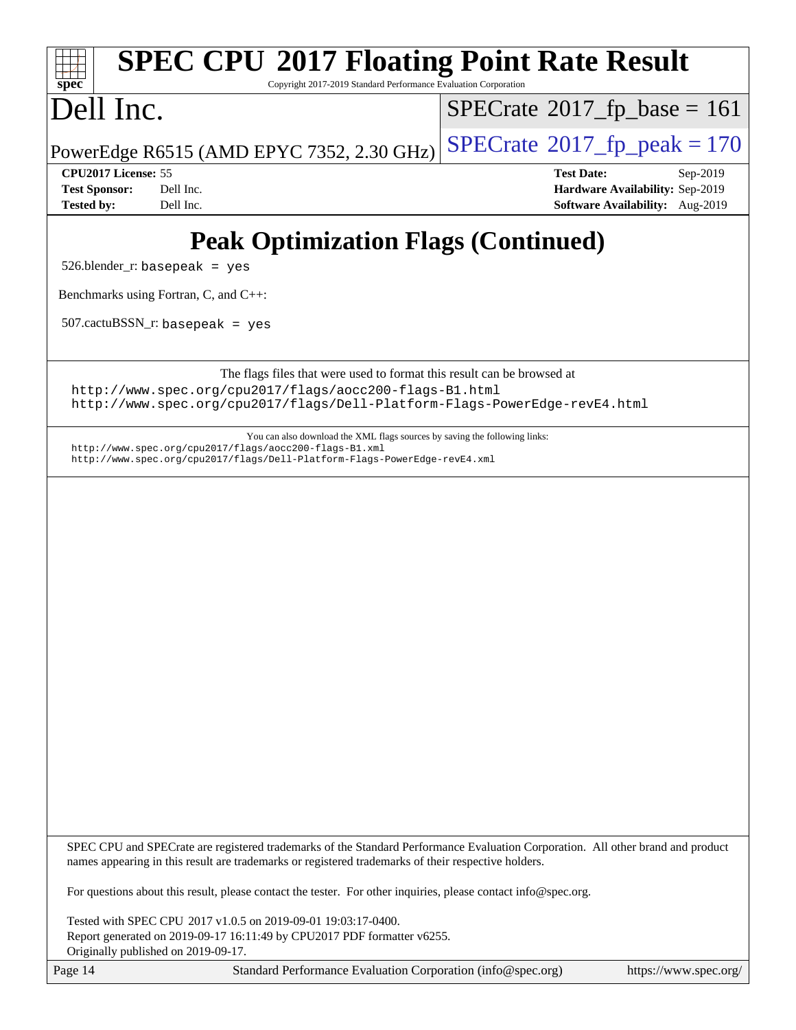# Peak Optimization Flags (Continued)

526.blender_r: basepeak = yes

Benchmarks using Fortran, C, and C++:

507.cactuBSSN_r: basepeak = yes

The flags files that were used to format this result can be browsed at

http://www.spec.org/cpu2017/flags/aocc200-flags-B1.html
http://www.spec.org/cpu2017/flags/Dell-Platform-Flags-PowerEdge-revE4.html

You can also download the XML flags sources by saving the following links:

http://www.spec.org/cpu2017/flags/aocc200-flags-B1.xml
http://www.spec.org/cpu2017/flags/Dell-Platform-Flags-PowerEdge-revE4.xml

SPEC CPU and SPECrate are registered trademarks of the Standard Performance Evaluation Corporation. All other brand and product names appearing in this result are trademarks or registered trademarks of their respective holders.

For questions about this result, please contact the tester. For other inquiries, please contact info@spec.org.

Tested with SPEC CPU 2017 v1.0.5 on 2019-09-01 19:03:17-0400.
Report generated on 2019-09-17 16:11:49 by CPU2017 PDF formatter v6255.
Originally published on 2019-09-17.